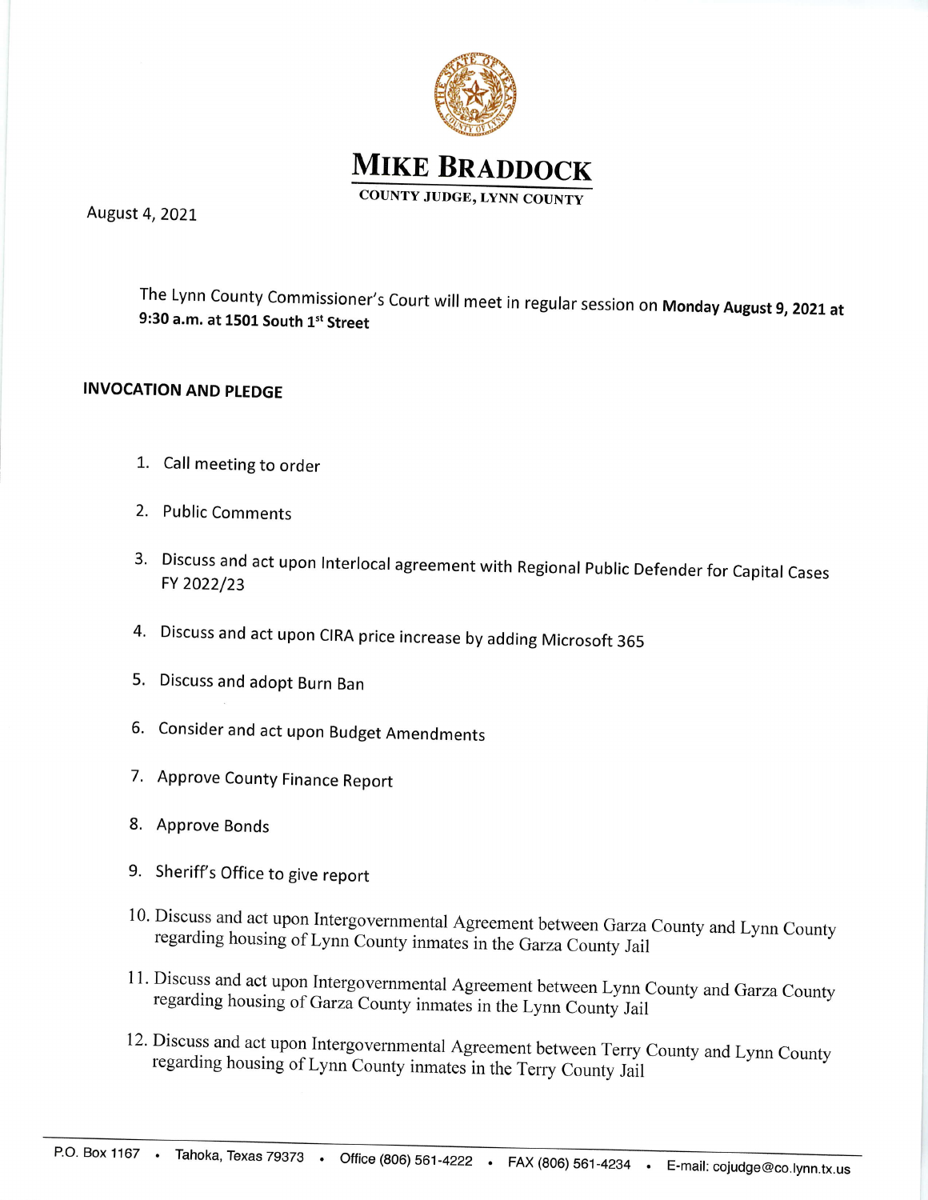# MIKE BRADDOCK

**COUNTY JUDGE, LYNN COUNTY**

August 4, 2021

The Lynn County Commissioner's Court will meet in regular session on **Monday August 9, 2021 at 9:30 a.m. at 1501 South 1st Street**

**INVOCATION AND PLEDGE**

1. Call meeting to order
2. Public Comments
3. Discuss and act upon Interlocal agreement with Regional Public Defender for Capital Cases FY 2022/23
4. Discuss and act upon CIRA price increase by adding Microsoft 365
5. Discuss and adopt Burn Ban
6. Consider and act upon Budget Amendments
7. Approve County Finance Report
8. Approve Bonds
9. Sheriff's Office to give report
10. Discuss and act upon Intergovernmental Agreement between Garza County and Lynn County regarding housing of Lynn County inmates in the Garza County Jail
11. Discuss and act upon Intergovernmental Agreement between Lynn County and Garza County regarding housing of Garza County inmates in the Lynn County Jail
12. Discuss and act upon Intergovernmental Agreement between Terry County and Lynn County regarding housing of Lynn County inmates in the Terry County Jail

P.O. Box 1167 • Tahoka, Texas 79373 • Office (806) 561-4222 • FAX (806) 561-4234 • E-mail: cojudge@co.lynn.tx.us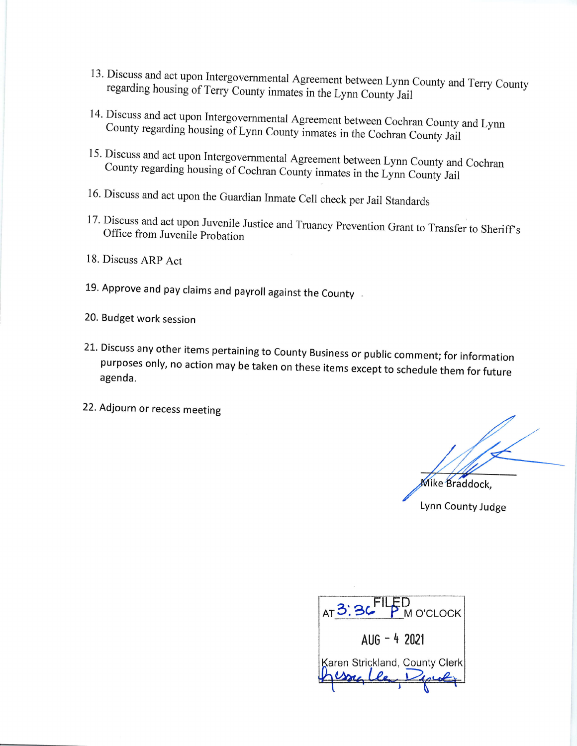13. Discuss and act upon Intergovernmental Agreement between Lynn County and Terry County regarding housing of Terry County inmates in the Lynn County Jail
14. Discuss and act upon Intergovernmental Agreement between Cochran County and Lynn County regarding housing of Lynn County inmates in the Cochran County Jail
15. Discuss and act upon Intergovernmental Agreement between Lynn County and Cochran County regarding housing of Cochran County inmates in the Lynn County Jail
16. Discuss and act upon the Guardian Inmate Cell check per Jail Standards
17. Discuss and act upon Juvenile Justice and Truancy Prevention Grant to Transfer to Sheriff's Office from Juvenile Probation
18. Discuss ARP Act
19. Approve and pay claims and payroll against the County
20. Budget work session
21. Discuss any other items pertaining to County Business or public comment; for information purposes only, no action may be taken on these items except to schedule them for future agenda.
22. Adjourn or recess meeting

Mike Braddock,
Lynn County Judge

FILED
AT 3:36 P M O'CLOCK
AUG - 4 2021
Karen Strickland, County Clerk